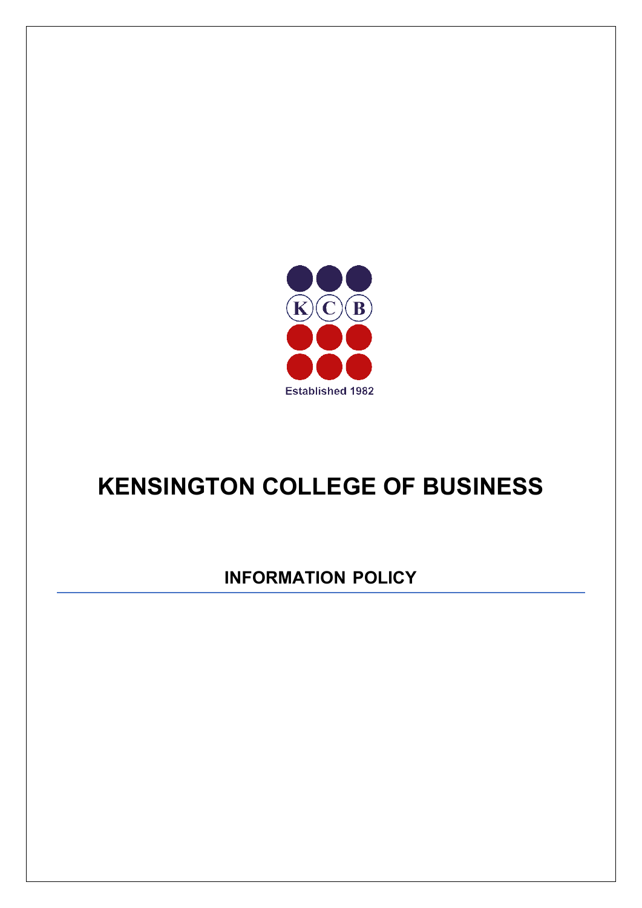KCB

Established 1982

# KENSINGTON COLLEGE OF BUSINESS

## INFORMATION POLICY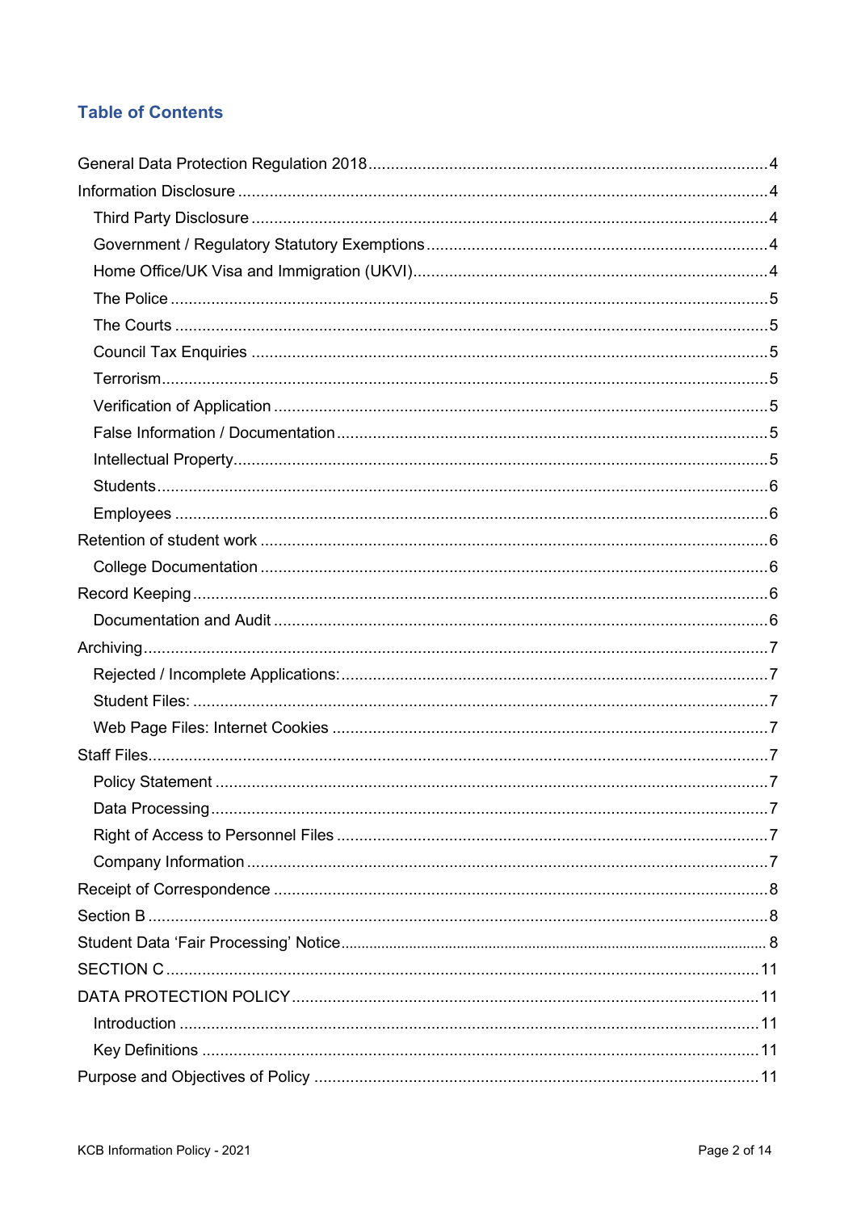## Table of Contents

- General Data Protection Regulation 2018 ... 4
- Information Disclosure ... 4
  - Third Party Disclosure ... 4
  - Government / Regulatory Statutory Exemptions ... 4
  - Home Office/UK Visa and Immigration (UKVI) ... 4
  - The Police ... 5
  - The Courts ... 5
  - Council Tax Enquiries ... 5
  - Terrorism ... 5
  - Verification of Application ... 5
  - False Information / Documentation ... 5
  - Intellectual Property ... 5
  - Students ... 6
  - Employees ... 6
- Retention of student work ... 6
  - College Documentation ... 6
- Record Keeping ... 6
  - Documentation and Audit ... 6
- Archiving ... 7
  - Rejected / Incomplete Applications: ... 7
  - Student Files: ... 7
  - Web Page Files: Internet Cookies ... 7
- Staff Files ... 7
  - Policy Statement ... 7
  - Data Processing ... 7
  - Right of Access to Personnel Files ... 7
  - Company Information ... 7
- Receipt of Correspondence ... 8
- Section B ... 8
- Student Data 'Fair Processing' Notice ... 8
- SECTION C ... 11
- DATA PROTECTION POLICY ... 11
  - Introduction ... 11
  - Key Definitions ... 11
- Purpose and Objectives of Policy ... 11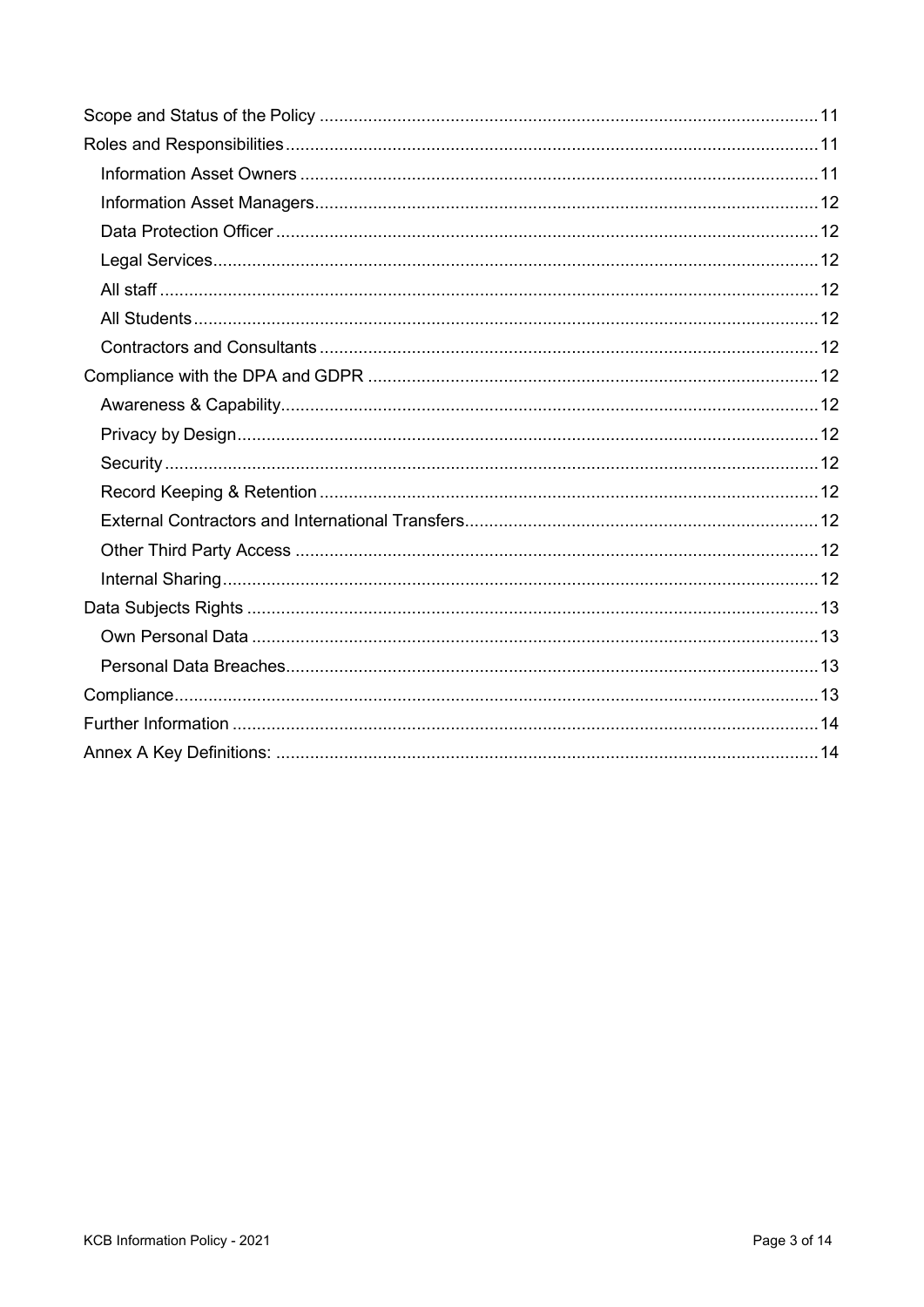- Scope and Status of the Policy ....... 11
- Roles and Responsibilities ....... 11
  - Information Asset Owners ....... 11
  - Information Asset Managers ....... 12
  - Data Protection Officer ....... 12
  - Legal Services ....... 12
  - All staff ....... 12
  - All Students ....... 12
  - Contractors and Consultants ....... 12
- Compliance with the DPA and GDPR ....... 12
  - Awareness & Capability ....... 12
  - Privacy by Design ....... 12
  - Security ....... 12
  - Record Keeping & Retention ....... 12
  - External Contractors and International Transfers ....... 12
  - Other Third Party Access ....... 12
  - Internal Sharing ....... 12
- Data Subjects Rights ....... 13
  - Own Personal Data ....... 13
  - Personal Data Breaches ....... 13
- Compliance ....... 13
- Further Information ....... 14
- Annex A Key Definitions: ....... 14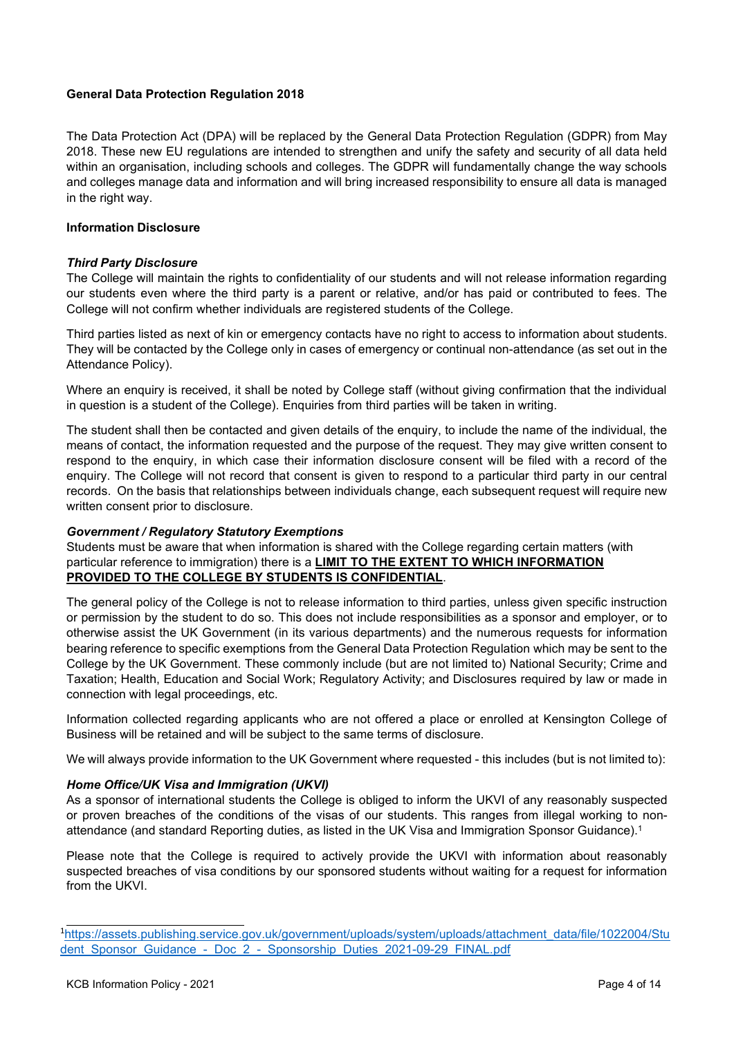**General Data Protection Regulation 2018**

The Data Protection Act (DPA) will be replaced by the General Data Protection Regulation (GDPR) from May 2018. These new EU regulations are intended to strengthen and unify the safety and security of all data held within an organisation, including schools and colleges. The GDPR will fundamentally change the way schools and colleges manage data and information and will bring increased responsibility to ensure all data is managed in the right way.

**Information Disclosure**

***Third Party Disclosure***

The College will maintain the rights to confidentiality of our students and will not release information regarding our students even where the third party is a parent or relative, and/or has paid or contributed to fees. The College will not confirm whether individuals are registered students of the College.

Third parties listed as next of kin or emergency contacts have no right to access to information about students. They will be contacted by the College only in cases of emergency or continual non-attendance (as set out in the Attendance Policy).

Where an enquiry is received, it shall be noted by College staff (without giving confirmation that the individual in question is a student of the College). Enquiries from third parties will be taken in writing.

The student shall then be contacted and given details of the enquiry, to include the name of the individual, the means of contact, the information requested and the purpose of the request. They may give written consent to respond to the enquiry, in which case their information disclosure consent will be filed with a record of the enquiry. The College will not record that consent is given to respond to a particular third party in our central records. On the basis that relationships between individuals change, each subsequent request will require new written consent prior to disclosure.

***Government / Regulatory Statutory Exemptions***

Students must be aware that when information is shared with the College regarding certain matters (with particular reference to immigration) there is a **LIMIT TO THE EXTENT TO WHICH INFORMATION PROVIDED TO THE COLLEGE BY STUDENTS IS CONFIDENTIAL**.

The general policy of the College is not to release information to third parties, unless given specific instruction or permission by the student to do so. This does not include responsibilities as a sponsor and employer, or to otherwise assist the UK Government (in its various departments) and the numerous requests for information bearing reference to specific exemptions from the General Data Protection Regulation which may be sent to the College by the UK Government. These commonly include (but are not limited to) National Security; Crime and Taxation; Health, Education and Social Work; Regulatory Activity; and Disclosures required by law or made in connection with legal proceedings, etc.

Information collected regarding applicants who are not offered a place or enrolled at Kensington College of Business will be retained and will be subject to the same terms of disclosure.

We will always provide information to the UK Government where requested - this includes (but is not limited to):

***Home Office/UK Visa and Immigration (UKVI)***

As a sponsor of international students the College is obliged to inform the UKVI of any reasonably suspected or proven breaches of the conditions of the visas of our students. This ranges from illegal working to non-attendance (and standard Reporting duties, as listed in the UK Visa and Immigration Sponsor Guidance).[1]

Please note that the College is required to actively provide the UKVI with information about reasonably suspected breaches of visa conditions by our sponsored students without waiting for a request for information from the UKVI.

[1] https://assets.publishing.service.gov.uk/government/uploads/system/uploads/attachment_data/file/1022004/Student_Sponsor_Guidance_-_Doc_2_-_Sponsorship_Duties_2021-09-29_FINAL.pdf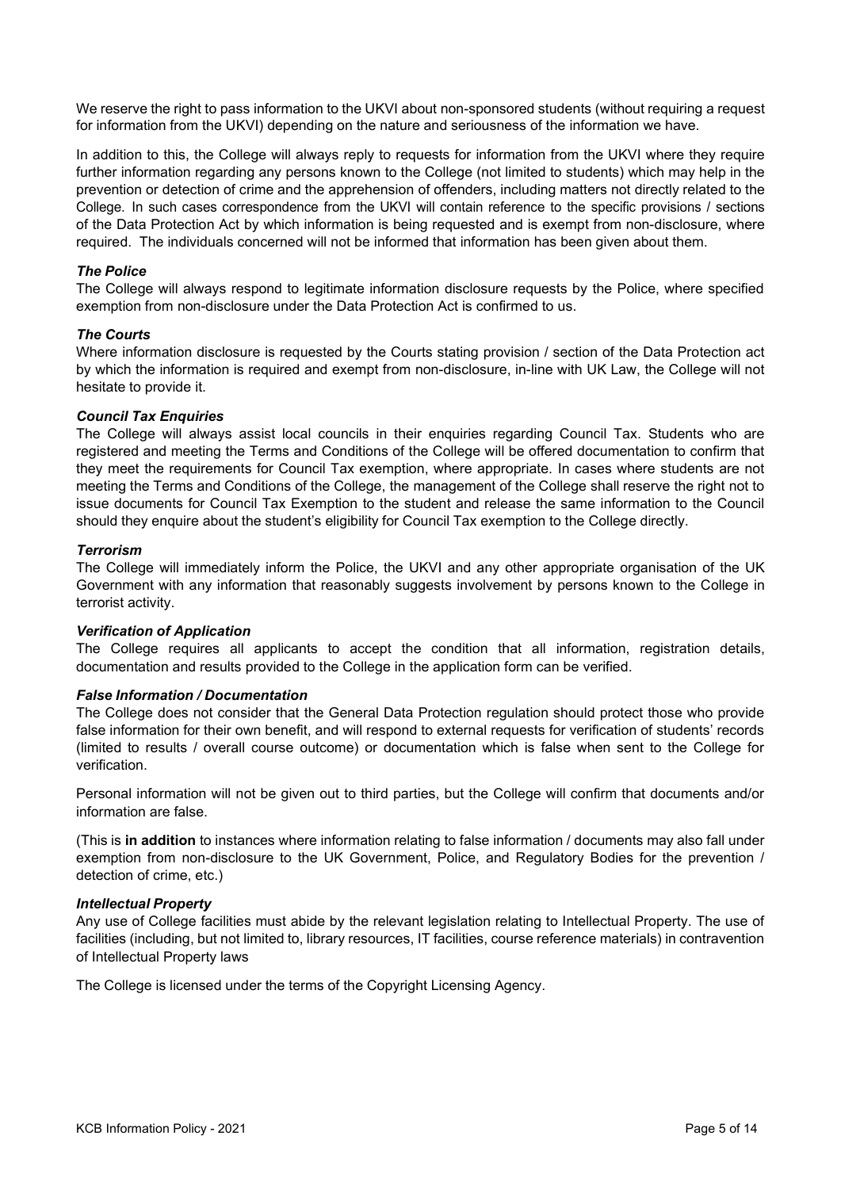We reserve the right to pass information to the UKVI about non-sponsored students (without requiring a request for information from the UKVI) depending on the nature and seriousness of the information we have.

In addition to this, the College will always reply to requests for information from the UKVI where they require further information regarding any persons known to the College (not limited to students) which may help in the prevention or detection of crime and the apprehension of offenders, including matters not directly related to the College. In such cases correspondence from the UKVI will contain reference to the specific provisions / sections of the Data Protection Act by which information is being requested and is exempt from non-disclosure, where required. The individuals concerned will not be informed that information has been given about them.

### *The Police*

The College will always respond to legitimate information disclosure requests by the Police, where specified exemption from non-disclosure under the Data Protection Act is confirmed to us.

### *The Courts*

Where information disclosure is requested by the Courts stating provision / section of the Data Protection act by which the information is required and exempt from non-disclosure, in-line with UK Law, the College will not hesitate to provide it.

### *Council Tax Enquiries*

The College will always assist local councils in their enquiries regarding Council Tax. Students who are registered and meeting the Terms and Conditions of the College will be offered documentation to confirm that they meet the requirements for Council Tax exemption, where appropriate. In cases where students are not meeting the Terms and Conditions of the College, the management of the College shall reserve the right not to issue documents for Council Tax Exemption to the student and release the same information to the Council should they enquire about the student's eligibility for Council Tax exemption to the College directly.

### *Terrorism*

The College will immediately inform the Police, the UKVI and any other appropriate organisation of the UK Government with any information that reasonably suggests involvement by persons known to the College in terrorist activity.

### *Verification of Application*

The College requires all applicants to accept the condition that all information, registration details, documentation and results provided to the College in the application form can be verified.

### *False Information / Documentation*

The College does not consider that the General Data Protection regulation should protect those who provide false information for their own benefit, and will respond to external requests for verification of students' records (limited to results / overall course outcome) or documentation which is false when sent to the College for verification.

Personal information will not be given out to third parties, but the College will confirm that documents and/or information are false.

(This is **in addition** to instances where information relating to false information / documents may also fall under exemption from non-disclosure to the UK Government, Police, and Regulatory Bodies for the prevention / detection of crime, etc.)

### *Intellectual Property*

Any use of College facilities must abide by the relevant legislation relating to Intellectual Property. The use of facilities (including, but not limited to, library resources, IT facilities, course reference materials) in contravention of Intellectual Property laws

The College is licensed under the terms of the Copyright Licensing Agency.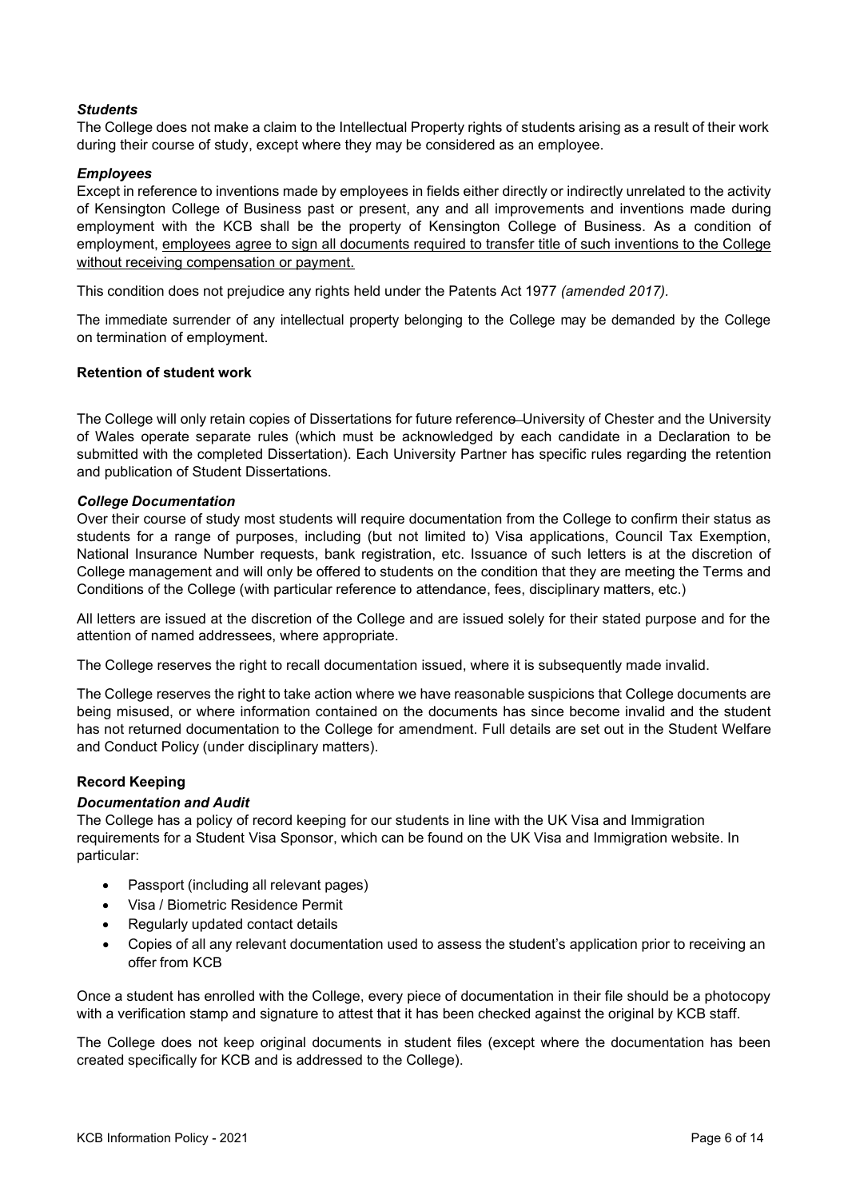### *Students*

The College does not make a claim to the Intellectual Property rights of students arising as a result of their work during their course of study, except where they may be considered as an employee.

### *Employees*

Except in reference to inventions made by employees in fields either directly or indirectly unrelated to the activity of Kensington College of Business past or present, any and all improvements and inventions made during employment with the KCB shall be the property of Kensington College of Business. As a condition of employment, <u>employees agree to sign all documents required to transfer title of such inventions to the College without receiving compensation or payment.</u>

This condition does not prejudice any rights held under the Patents Act 1977 *(amended 2017).*

The immediate surrender of any intellectual property belonging to the College may be demanded by the College on termination of employment.

## Retention of student work

The College will only retain copies of Dissertations for future reference ~~.~~ University of Chester and the University of Wales operate separate rules (which must be acknowledged by each candidate in a Declaration to be submitted with the completed Dissertation). Each University Partner has specific rules regarding the retention and publication of Student Dissertations.

### *College Documentation*

Over their course of study most students will require documentation from the College to confirm their status as students for a range of purposes, including (but not limited to) Visa applications, Council Tax Exemption, National Insurance Number requests, bank registration, etc. Issuance of such letters is at the discretion of College management and will only be offered to students on the condition that they are meeting the Terms and Conditions of the College (with particular reference to attendance, fees, disciplinary matters, etc.)

All letters are issued at the discretion of the College and are issued solely for their stated purpose and for the attention of named addressees, where appropriate.

The College reserves the right to recall documentation issued, where it is subsequently made invalid.

The College reserves the right to take action where we have reasonable suspicions that College documents are being misused, or where information contained on the documents has since become invalid and the student has not returned documentation to the College for amendment. Full details are set out in the Student Welfare and Conduct Policy (under disciplinary matters).

## Record Keeping

### *Documentation and Audit*

The College has a policy of record keeping for our students in line with the UK Visa and Immigration requirements for a Student Visa Sponsor, which can be found on the UK Visa and Immigration website. In particular:

- Passport (including all relevant pages)
- Visa / Biometric Residence Permit
- Regularly updated contact details
- Copies of all any relevant documentation used to assess the student's application prior to receiving an offer from KCB

Once a student has enrolled with the College, every piece of documentation in their file should be a photocopy with a verification stamp and signature to attest that it has been checked against the original by KCB staff.

The College does not keep original documents in student files (except where the documentation has been created specifically for KCB and is addressed to the College).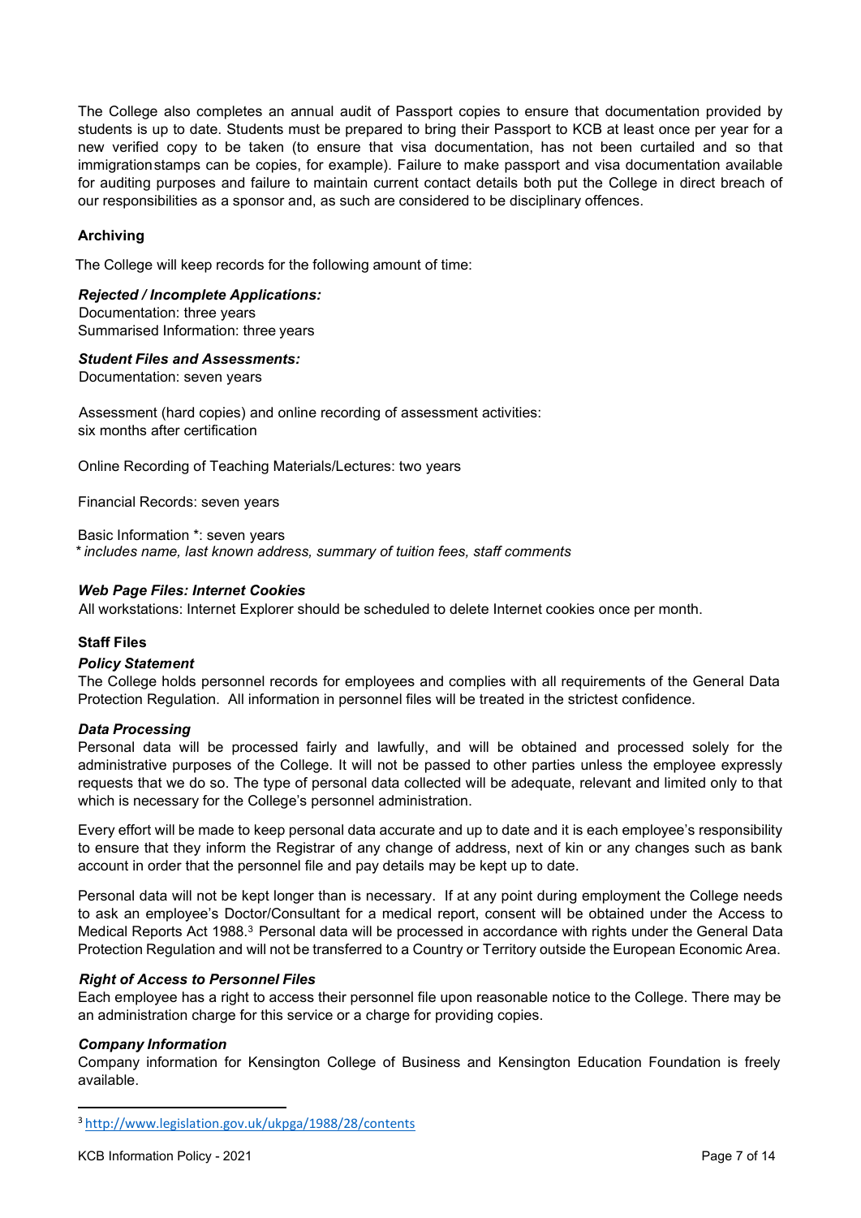The College also completes an annual audit of Passport copies to ensure that documentation provided by students is up to date. Students must be prepared to bring their Passport to KCB at least once per year for a new verified copy to be taken (to ensure that visa documentation, has not been curtailed and so that immigrationstamps can be copies, for example). Failure to make passport and visa documentation available for auditing purposes and failure to maintain current contact details both put the College in direct breach of our responsibilities as a sponsor and, as such are considered to be disciplinary offences.

### Archiving

The College will keep records for the following amount of time:

***Rejected / Incomplete Applications:***
Documentation: three years
Summarised Information: three years

***Student Files and Assessments:***
Documentation: seven years

Assessment (hard copies) and online recording of assessment activities:
six months after certification

Online Recording of Teaching Materials/Lectures: two years

Financial Records: seven years

Basic Information *: seven years
*\* includes name, last known address, summary of tuition fees, staff comments*

***Web Page Files: Internet Cookies***
All workstations: Internet Explorer should be scheduled to delete Internet cookies once per month.

### Staff Files

***Policy Statement***
The College holds personnel records for employees and complies with all requirements of the General Data Protection Regulation. All information in personnel files will be treated in the strictest confidence.

***Data Processing***
Personal data will be processed fairly and lawfully, and will be obtained and processed solely for the administrative purposes of the College. It will not be passed to other parties unless the employee expressly requests that we do so. The type of personal data collected will be adequate, relevant and limited only to that which is necessary for the College's personnel administration.

Every effort will be made to keep personal data accurate and up to date and it is each employee's responsibility to ensure that they inform the Registrar of any change of address, next of kin or any changes such as bank account in order that the personnel file and pay details may be kept up to date.

Personal data will not be kept longer than is necessary. If at any point during employment the College needs to ask an employee's Doctor/Consultant for a medical report, consent will be obtained under the Access to Medical Reports Act 1988.[3] Personal data will be processed in accordance with rights under the General Data Protection Regulation and will not be transferred to a Country or Territory outside the European Economic Area.

***Right of Access to Personnel Files***
Each employee has a right to access their personnel file upon reasonable notice to the College. There may be an administration charge for this service or a charge for providing copies.

***Company Information***
Company information for Kensington College of Business and Kensington Education Foundation is freely available.

---

[3] http://www.legislation.gov.uk/ukpga/1988/28/contents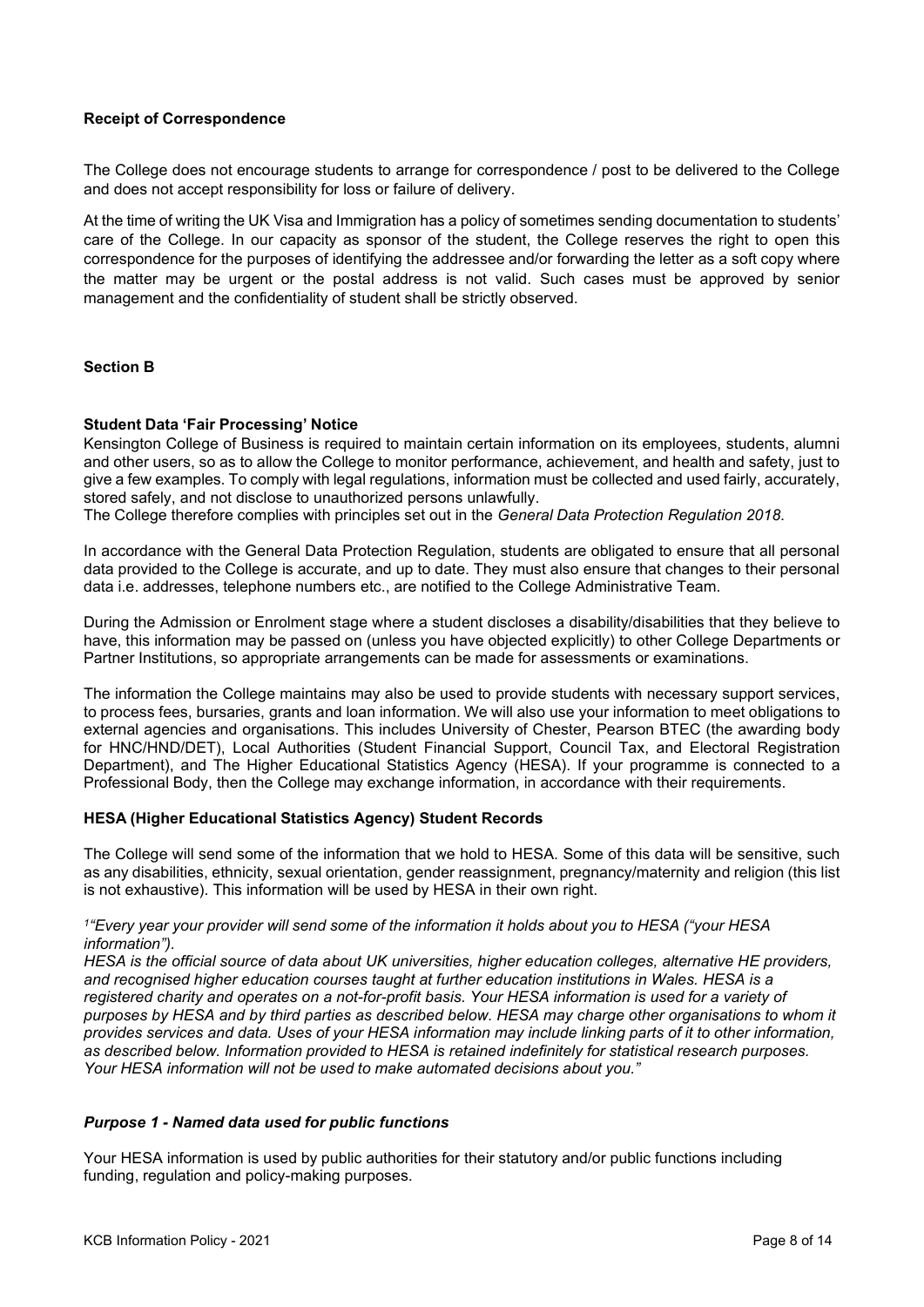**Receipt of Correspondence**

The College does not encourage students to arrange for correspondence / post to be delivered to the College and does not accept responsibility for loss or failure of delivery.

At the time of writing the UK Visa and Immigration has a policy of sometimes sending documentation to students' care of the College. In our capacity as sponsor of the student, the College reserves the right to open this correspondence for the purposes of identifying the addressee and/or forwarding the letter as a soft copy where the matter may be urgent or the postal address is not valid. Such cases must be approved by senior management and the confidentiality of student shall be strictly observed.

## Section B

**Student Data 'Fair Processing' Notice**

Kensington College of Business is required to maintain certain information on its employees, students, alumni and other users, so as to allow the College to monitor performance, achievement, and health and safety, just to give a few examples. To comply with legal regulations, information must be collected and used fairly, accurately, stored safely, and not disclose to unauthorized persons unlawfully.

The College therefore complies with principles set out in the *General Data Protection Regulation 2018*.

In accordance with the General Data Protection Regulation, students are obligated to ensure that all personal data provided to the College is accurate, and up to date. They must also ensure that changes to their personal data i.e. addresses, telephone numbers etc., are notified to the College Administrative Team.

During the Admission or Enrolment stage where a student discloses a disability/disabilities that they believe to have, this information may be passed on (unless you have objected explicitly) to other College Departments or Partner Institutions, so appropriate arrangements can be made for assessments or examinations.

The information the College maintains may also be used to provide students with necessary support services, to process fees, bursaries, grants and loan information. We will also use your information to meet obligations to external agencies and organisations. This includes University of Chester, Pearson BTEC (the awarding body for HNC/HND/DET), Local Authorities (Student Financial Support, Council Tax, and Electoral Registration Department), and The Higher Educational Statistics Agency (HESA). If your programme is connected to a Professional Body, then the College may exchange information, in accordance with their requirements.

**HESA (Higher Educational Statistics Agency) Student Records**

The College will send some of the information that we hold to HESA. Some of this data will be sensitive, such as any disabilities, ethnicity, sexual orientation, gender reassignment, pregnancy/maternity and religion (this list is not exhaustive). This information will be used by HESA in their own right.

*[1]"Every year your provider will send some of the information it holds about you to HESA ("your HESA information").*

*HESA is the official source of data about UK universities, higher education colleges, alternative HE providers, and recognised higher education courses taught at further education institutions in Wales. HESA is a registered charity and operates on a not-for-profit basis. Your HESA information is used for a variety of purposes by HESA and by third parties as described below. HESA may charge other organisations to whom it provides services and data. Uses of your HESA information may include linking parts of it to other information, as described below. Information provided to HESA is retained indefinitely for statistical research purposes. Your HESA information will not be used to make automated decisions about you."*

***Purpose 1 - Named data used for public functions***

Your HESA information is used by public authorities for their statutory and/or public functions including funding, regulation and policy-making purposes.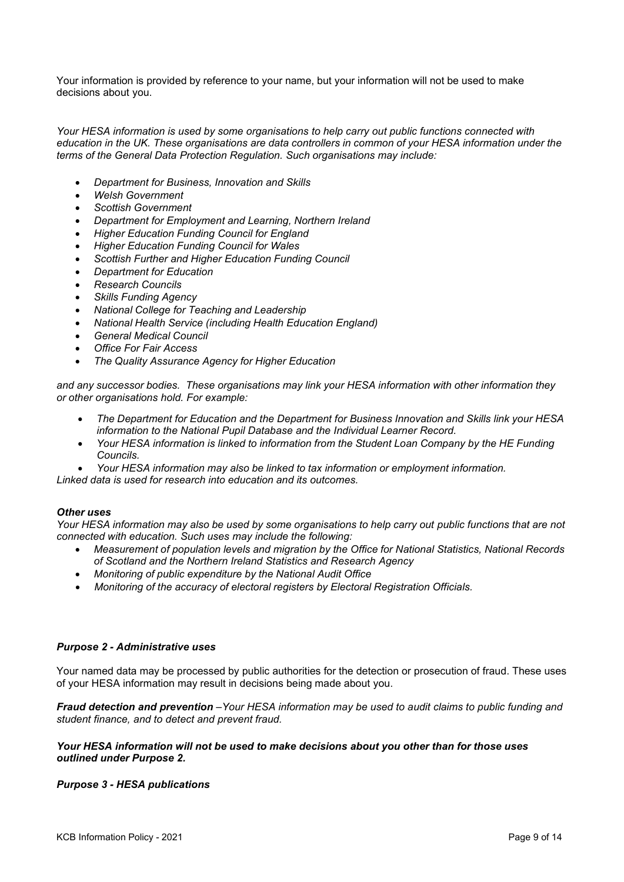Your information is provided by reference to your name, but your information will not be used to make decisions about you.

*Your HESA information is used by some organisations to help carry out public functions connected with education in the UK. These organisations are data controllers in common of your HESA information under the terms of the General Data Protection Regulation. Such organisations may include:*

- *Department for Business, Innovation and Skills*
- *Welsh Government*
- *Scottish Government*
- *Department for Employment and Learning, Northern Ireland*
- *Higher Education Funding Council for England*
- *Higher Education Funding Council for Wales*
- *Scottish Further and Higher Education Funding Council*
- *Department for Education*
- *Research Councils*
- *Skills Funding Agency*
- *National College for Teaching and Leadership*
- *National Health Service (including Health Education England)*
- *General Medical Council*
- *Office For Fair Access*
- *The Quality Assurance Agency for Higher Education*

*and any successor bodies. These organisations may link your HESA information with other information they or other organisations hold. For example:*

- *The Department for Education and the Department for Business Innovation and Skills link your HESA information to the National Pupil Database and the Individual Learner Record.*
- *Your HESA information is linked to information from the Student Loan Company by the HE Funding Councils.*
- *Your HESA information may also be linked to tax information or employment information.*

*Linked data is used for research into education and its outcomes.*

***Other uses***
*Your HESA information may also be used by some organisations to help carry out public functions that are not connected with education. Such uses may include the following:*

- *Measurement of population levels and migration by the Office for National Statistics, National Records of Scotland and the Northern Ireland Statistics and Research Agency*
- *Monitoring of public expenditure by the National Audit Office*
- *Monitoring of the accuracy of electoral registers by Electoral Registration Officials.*

***Purpose 2 - Administrative uses***

Your named data may be processed by public authorities for the detection or prosecution of fraud. These uses of your HESA information may result in decisions being made about you.

***Fraud detection and prevention*** *–Your HESA information may be used to audit claims to public funding and student finance, and to detect and prevent fraud.*

***Your HESA information will not be used to make decisions about you other than for those uses outlined under Purpose 2.***

***Purpose 3 - HESA publications***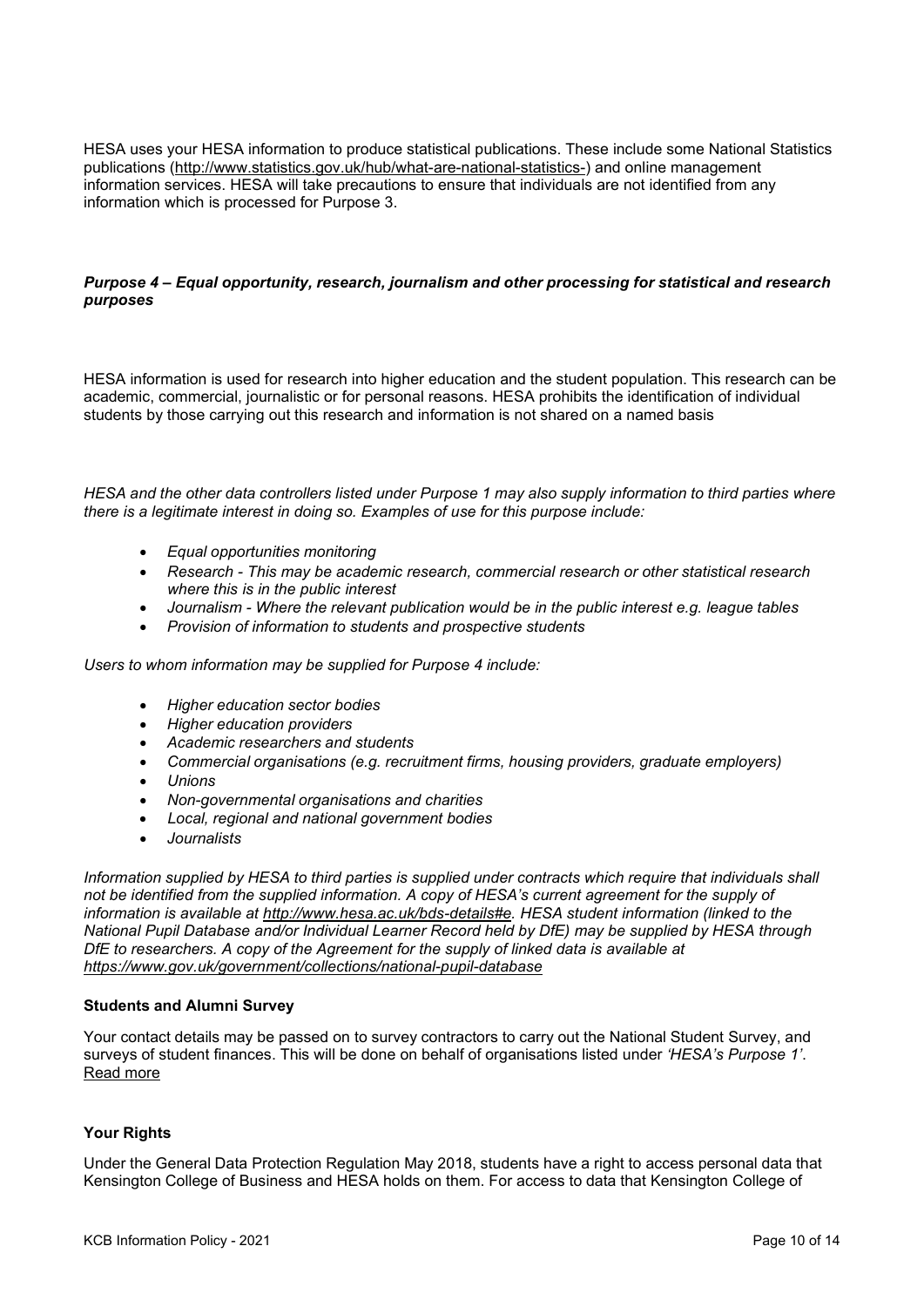HESA uses your HESA information to produce statistical publications. These include some National Statistics publications (http://www.statistics.gov.uk/hub/what-are-national-statistics-) and online management information services. HESA will take precautions to ensure that individuals are not identified from any information which is processed for Purpose 3.

***Purpose 4 – Equal opportunity, research, journalism and other processing for statistical and research purposes***

HESA information is used for research into higher education and the student population. This research can be academic, commercial, journalistic or for personal reasons. HESA prohibits the identification of individual students by those carrying out this research and information is not shared on a named basis

*HESA and the other data controllers listed under Purpose 1 may also supply information to third parties where there is a legitimate interest in doing so. Examples of use for this purpose include:*

- *Equal opportunities monitoring*
- *Research - This may be academic research, commercial research or other statistical research where this is in the public interest*
- *Journalism - Where the relevant publication would be in the public interest e.g. league tables*
- *Provision of information to students and prospective students*

*Users to whom information may be supplied for Purpose 4 include:*

- *Higher education sector bodies*
- *Higher education providers*
- *Academic researchers and students*
- *Commercial organisations (e.g. recruitment firms, housing providers, graduate employers)*
- *Unions*
- *Non-governmental organisations and charities*
- *Local, regional and national government bodies*
- *Journalists*

*Information supplied by HESA to third parties is supplied under contracts which require that individuals shall not be identified from the supplied information. A copy of HESA's current agreement for the supply of information is available at http://www.hesa.ac.uk/bds-details#e. HESA student information (linked to the National Pupil Database and/or Individual Learner Record held by DfE) may be supplied by HESA through DfE to researchers. A copy of the Agreement for the supply of linked data is available at https://www.gov.uk/government/collections/national-pupil-database*

**Students and Alumni Survey**

Your contact details may be passed on to survey contractors to carry out the National Student Survey, and surveys of student finances. This will be done on behalf of organisations listed under *'HESA's Purpose 1'*. Read more

**Your Rights**

Under the General Data Protection Regulation May 2018, students have a right to access personal data that Kensington College of Business and HESA holds on them. For access to data that Kensington College of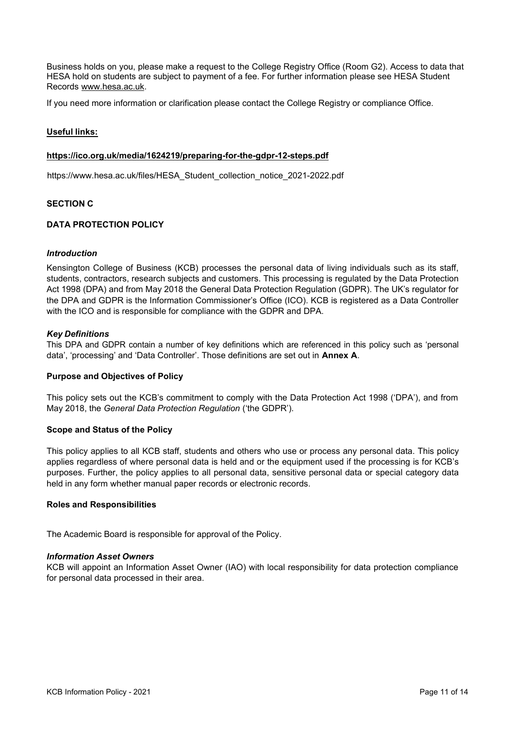Business holds on you, please make a request to the College Registry Office (Room G2). Access to data that HESA hold on students are subject to payment of a fee. For further information please see HESA Student Records www.hesa.ac.uk.

If you need more information or clarification please contact the College Registry or compliance Office.

**Useful links:**

**https://ico.org.uk/media/1624219/preparing-for-the-gdpr-12-steps.pdf**

https://www.hesa.ac.uk/files/HESA_Student_collection_notice_2021-2022.pdf

## SECTION C

## DATA PROTECTION POLICY

### *Introduction*

Kensington College of Business (KCB) processes the personal data of living individuals such as its staff, students, contractors, research subjects and customers. This processing is regulated by the Data Protection Act 1998 (DPA) and from May 2018 the General Data Protection Regulation (GDPR). The UK's regulator for the DPA and GDPR is the Information Commissioner's Office (ICO). KCB is registered as a Data Controller with the ICO and is responsible for compliance with the GDPR and DPA.

### *Key Definitions*

This DPA and GDPR contain a number of key definitions which are referenced in this policy such as 'personal data', 'processing' and 'Data Controller'. Those definitions are set out in **Annex A**.

### Purpose and Objectives of Policy

This policy sets out the KCB's commitment to comply with the Data Protection Act 1998 ('DPA'), and from May 2018, the *General Data Protection Regulation* ('the GDPR').

### Scope and Status of the Policy

This policy applies to all KCB staff, students and others who use or process any personal data. This policy applies regardless of where personal data is held and or the equipment used if the processing is for KCB's purposes. Further, the policy applies to all personal data, sensitive personal data or special category data held in any form whether manual paper records or electronic records.

### Roles and Responsibilities

The Academic Board is responsible for approval of the Policy.

### *Information Asset Owners*

KCB will appoint an Information Asset Owner (IAO) with local responsibility for data protection compliance for personal data processed in their area.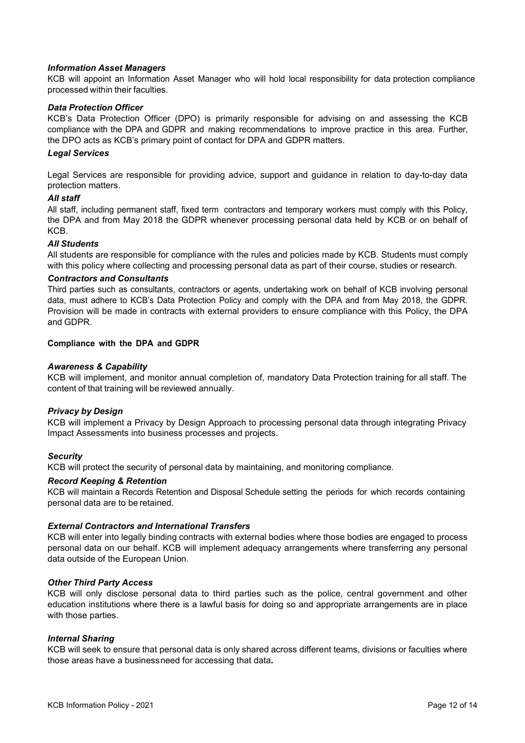***Information Asset Managers***

KCB will appoint an Information Asset Manager who will hold local responsibility for data protection compliance processed within their faculties.

***Data Protection Officer***

KCB's Data Protection Officer (DPO) is primarily responsible for advising on and assessing the KCB compliance with the DPA and GDPR and making recommendations to improve practice in this area. Further, the DPO acts as KCB's primary point of contact for DPA and GDPR matters.

***Legal Services***

Legal Services are responsible for providing advice, support and guidance in relation to day-to-day data protection matters.

***All staff***

All staff, including permanent staff, fixed term contractors and temporary workers must comply with this Policy, the DPA and from May 2018 the GDPR whenever processing personal data held by KCB or on behalf of KCB.

***All Students***

All students are responsible for compliance with the rules and policies made by KCB. Students must comply with this policy where collecting and processing personal data as part of their course, studies or research.

***Contractors and Consultants***

Third parties such as consultants, contractors or agents, undertaking work on behalf of KCB involving personal data, must adhere to KCB's Data Protection Policy and comply with the DPA and from May 2018, the GDPR. Provision will be made in contracts with external providers to ensure compliance with this Policy, the DPA and GDPR.

**Compliance with the DPA and GDPR**

***Awareness & Capability***

KCB will implement, and monitor annual completion of, mandatory Data Protection training for all staff. The content of that training will be reviewed annually.

***Privacy by Design***

KCB will implement a Privacy by Design Approach to processing personal data through integrating Privacy Impact Assessments into business processes and projects.

***Security***

KCB will protect the security of personal data by maintaining, and monitoring compliance.

***Record Keeping & Retention***

KCB will maintain a Records Retention and Disposal Schedule setting the periods for which records containing personal data are to be retained.

***External Contractors and International Transfers***

KCB will enter into legally binding contracts with external bodies where those bodies are engaged to process personal data on our behalf. KCB will implement adequacy arrangements where transferring any personal data outside of the European Union.

***Other Third Party Access***

KCB will only disclose personal data to third parties such as the police, central government and other education institutions where there is a lawful basis for doing so and appropriate arrangements are in place with those parties.

***Internal Sharing***

KCB will seek to ensure that personal data is only shared across different teams, divisions or faculties where those areas have a businessneed for accessing that data.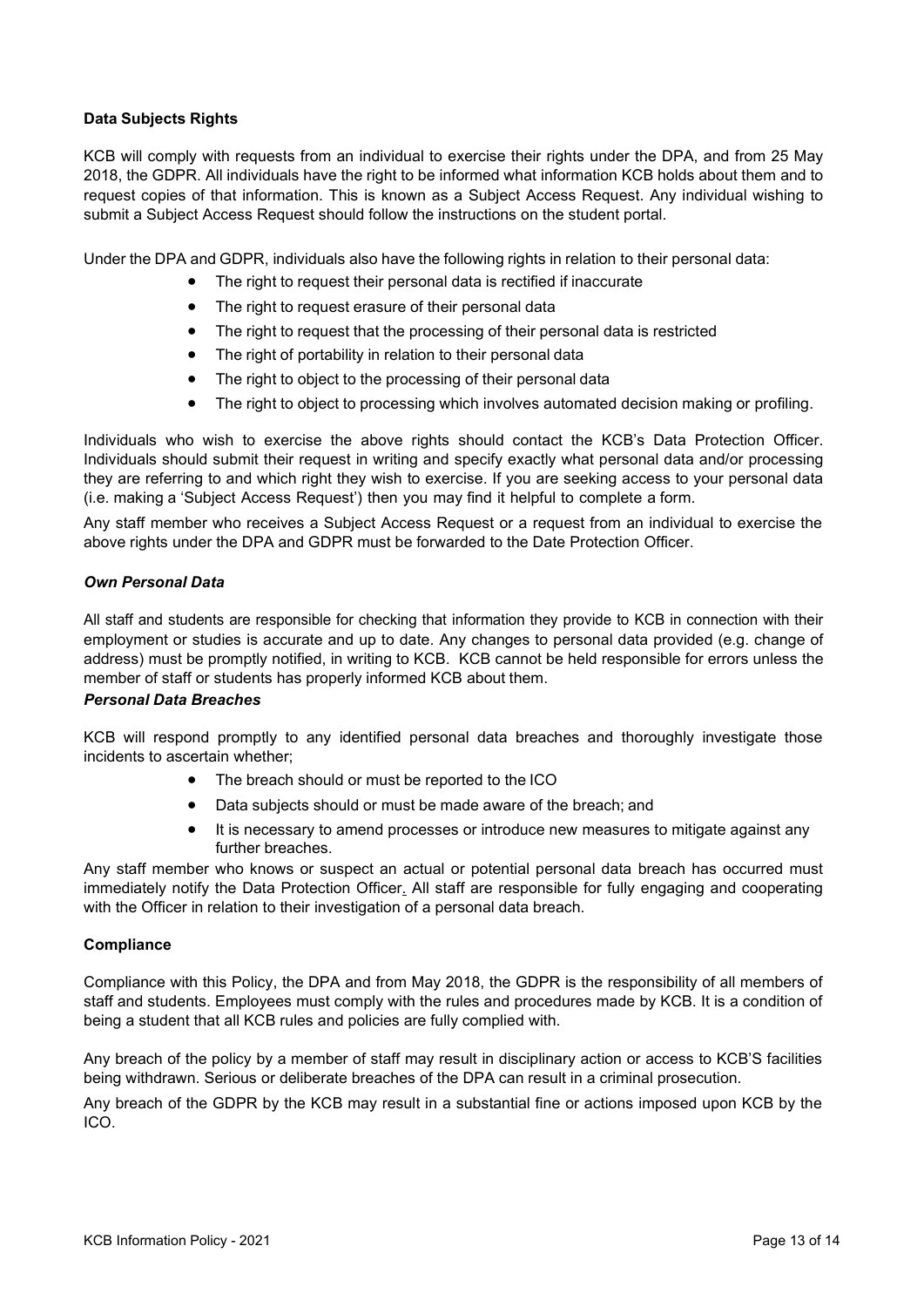**Data Subjects Rights**

KCB will comply with requests from an individual to exercise their rights under the DPA, and from 25 May 2018, the GDPR. All individuals have the right to be informed what information KCB holds about them and to request copies of that information. This is known as a Subject Access Request. Any individual wishing to submit a Subject Access Request should follow the instructions on the student portal.

Under the DPA and GDPR, individuals also have the following rights in relation to their personal data:

- The right to request their personal data is rectified if inaccurate
- The right to request erasure of their personal data
- The right to request that the processing of their personal data is restricted
- The right of portability in relation to their personal data
- The right to object to the processing of their personal data
- The right to object to processing which involves automated decision making or profiling.

Individuals who wish to exercise the above rights should contact the KCB's Data Protection Officer. Individuals should submit their request in writing and specify exactly what personal data and/or processing they are referring to and which right they wish to exercise. If you are seeking access to your personal data (i.e. making a 'Subject Access Request') then you may find it helpful to complete a form.

Any staff member who receives a Subject Access Request or a request from an individual to exercise the above rights under the DPA and GDPR must be forwarded to the Date Protection Officer.

***Own Personal Data***

All staff and students are responsible for checking that information they provide to KCB in connection with their employment or studies is accurate and up to date. Any changes to personal data provided (e.g. change of address) must be promptly notified, in writing to KCB. KCB cannot be held responsible for errors unless the member of staff or students has properly informed KCB about them.

***Personal Data Breaches***

KCB will respond promptly to any identified personal data breaches and thoroughly investigate those incidents to ascertain whether;

- The breach should or must be reported to the ICO
- Data subjects should or must be made aware of the breach; and
- It is necessary to amend processes or introduce new measures to mitigate against any further breaches.

Any staff member who knows or suspect an actual or potential personal data breach has occurred must immediately notify the Data Protection Officer. All staff are responsible for fully engaging and cooperating with the Officer in relation to their investigation of a personal data breach.

**Compliance**

Compliance with this Policy, the DPA and from May 2018, the GDPR is the responsibility of all members of staff and students. Employees must comply with the rules and procedures made by KCB. It is a condition of being a student that all KCB rules and policies are fully complied with.

Any breach of the policy by a member of staff may result in disciplinary action or access to KCB'S facilities being withdrawn. Serious or deliberate breaches of the DPA can result in a criminal prosecution.

Any breach of the GDPR by the KCB may result in a substantial fine or actions imposed upon KCB by the ICO.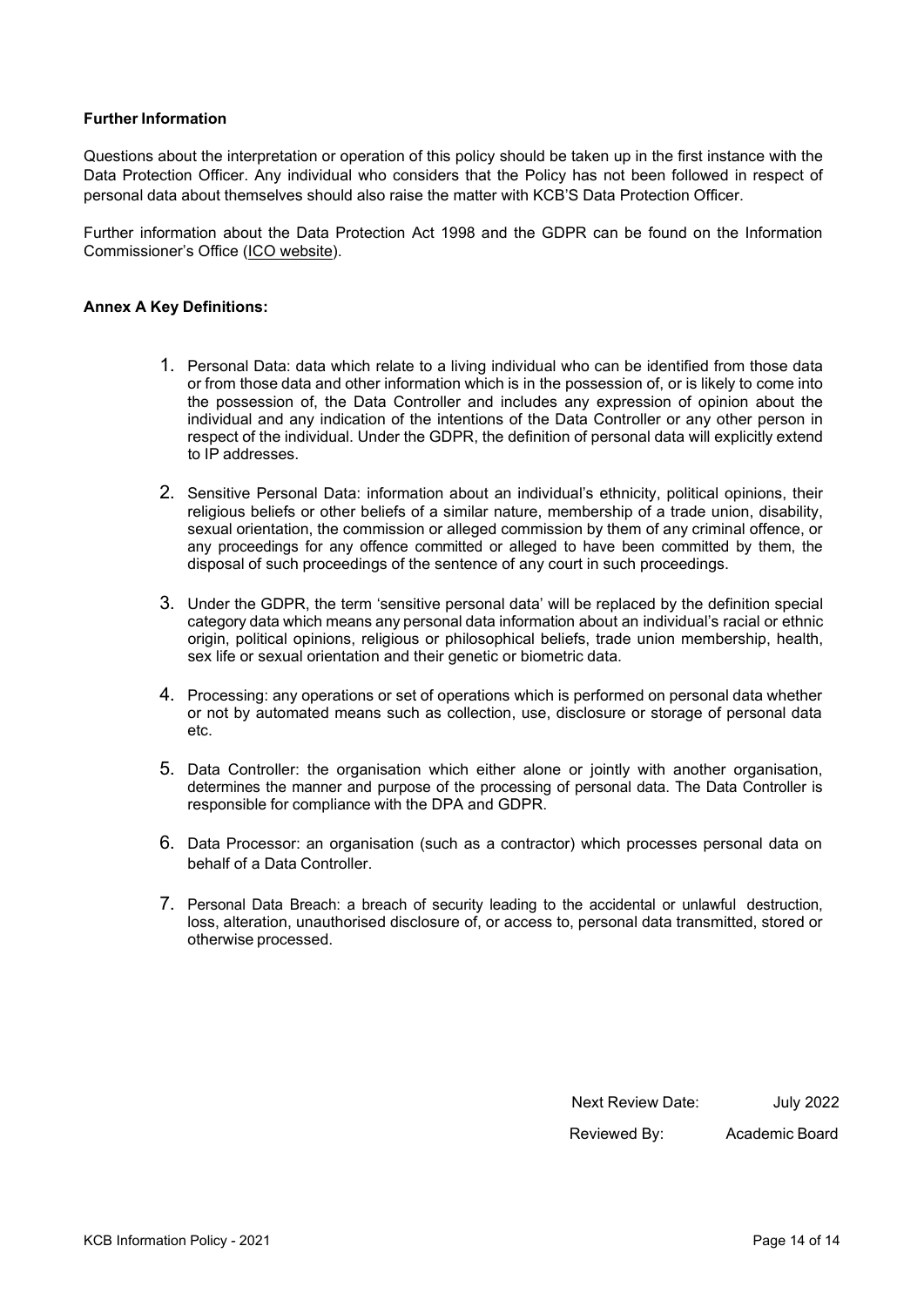**Further Information**

Questions about the interpretation or operation of this policy should be taken up in the first instance with the Data Protection Officer. Any individual who considers that the Policy has not been followed in respect of personal data about themselves should also raise the matter with KCB'S Data Protection Officer.

Further information about the Data Protection Act 1998 and the GDPR can be found on the Information Commissioner's Office (ICO website).

**Annex A Key Definitions:**

1. Personal Data: data which relate to a living individual who can be identified from those data or from those data and other information which is in the possession of, or is likely to come into the possession of, the Data Controller and includes any expression of opinion about the individual and any indication of the intentions of the Data Controller or any other person in respect of the individual. Under the GDPR, the definition of personal data will explicitly extend to IP addresses.

2. Sensitive Personal Data: information about an individual's ethnicity, political opinions, their religious beliefs or other beliefs of a similar nature, membership of a trade union, disability, sexual orientation, the commission or alleged commission by them of any criminal offence, or any proceedings for any offence committed or alleged to have been committed by them, the disposal of such proceedings of the sentence of any court in such proceedings.

3. Under the GDPR, the term 'sensitive personal data' will be replaced by the definition special category data which means any personal data information about an individual's racial or ethnic origin, political opinions, religious or philosophical beliefs, trade union membership, health, sex life or sexual orientation and their genetic or biometric data.

4. Processing: any operations or set of operations which is performed on personal data whether or not by automated means such as collection, use, disclosure or storage of personal data etc.

5. Data Controller: the organisation which either alone or jointly with another organisation, determines the manner and purpose of the processing of personal data. The Data Controller is responsible for compliance with the DPA and GDPR.

6. Data Processor: an organisation (such as a contractor) which processes personal data on behalf of a Data Controller.

7. Personal Data Breach: a breach of security leading to the accidental or unlawful destruction, loss, alteration, unauthorised disclosure of, or access to, personal data transmitted, stored or otherwise processed.

| | |
|---|---|
| Next Review Date: | July 2022 |
| Reviewed By: | Academic Board |